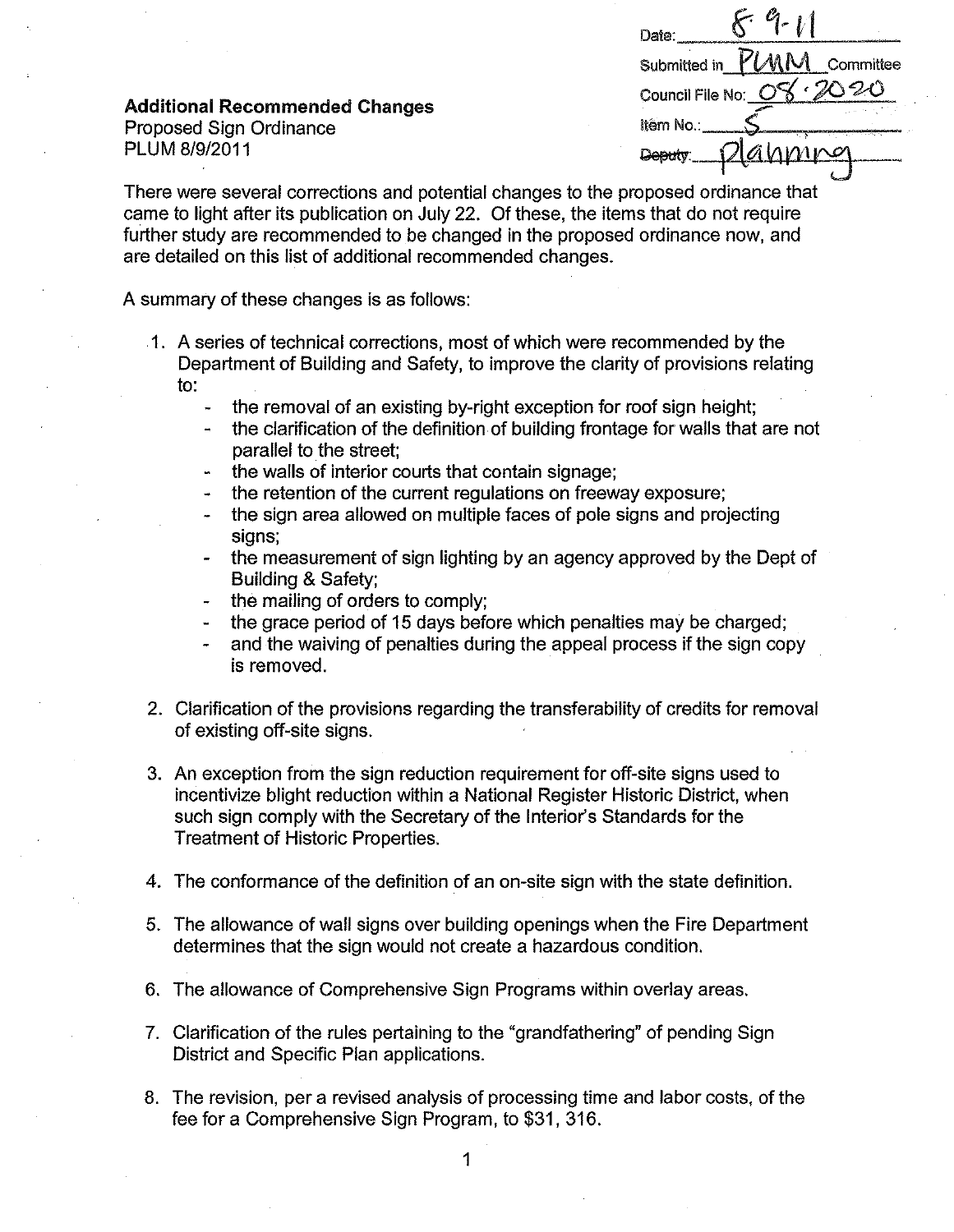Date: 8-9-11

Submitted in PLUM Committee

Council File No: 08-2020

Item No.: 5

~~Deputy~~: Planning

**Additional Recommended Changes**
Proposed Sign Ordinance
PLUM 8/9/2011

There were several corrections and potential changes to the proposed ordinance that came to light after its publication on July 22. Of these, the items that do not require further study are recommended to be changed in the proposed ordinance now, and are detailed on this list of additional recommended changes.

A summary of these changes is as follows:

1. A series of technical corrections, most of which were recommended by the Department of Building and Safety, to improve the clarity of provisions relating to:
   - the removal of an existing by-right exception for roof sign height;
   - the clarification of the definition of building frontage for walls that are not parallel to the street;
   - the walls of interior courts that contain signage;
   - the retention of the current regulations on freeway exposure;
   - the sign area allowed on multiple faces of pole signs and projecting signs;
   - the measurement of sign lighting by an agency approved by the Dept of Building & Safety;
   - the mailing of orders to comply;
   - the grace period of 15 days before which penalties may be charged;
   - and the waiving of penalties during the appeal process if the sign copy is removed.

2. Clarification of the provisions regarding the transferability of credits for removal of existing off-site signs.

3. An exception from the sign reduction requirement for off-site signs used to incentivize blight reduction within a National Register Historic District, when such sign comply with the Secretary of the Interior's Standards for the Treatment of Historic Properties.

4. The conformance of the definition of an on-site sign with the state definition.

5. The allowance of wall signs over building openings when the Fire Department determines that the sign would not create a hazardous condition.

6. The allowance of Comprehensive Sign Programs within overlay areas.

7. Clarification of the rules pertaining to the "grandfathering" of pending Sign District and Specific Plan applications.

8. The revision, per a revised analysis of processing time and labor costs, of the fee for a Comprehensive Sign Program, to $31, 316.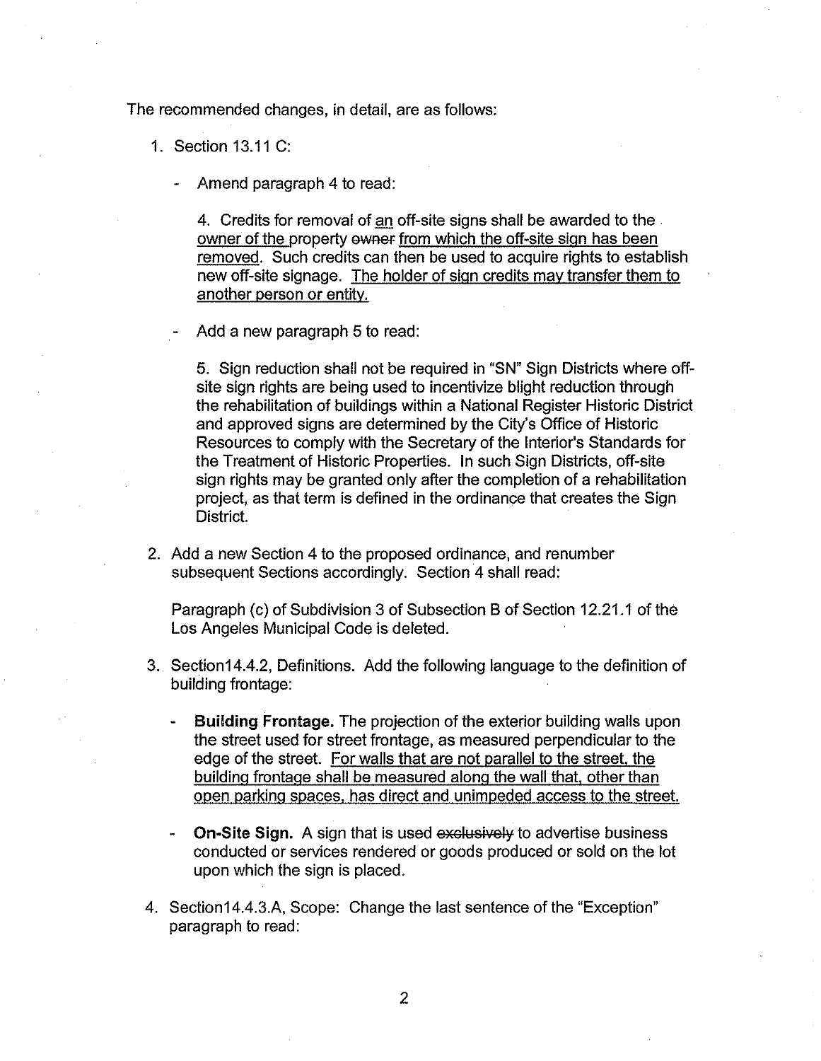The recommended changes, in detail, are as follows:

1. Section 13.11 C:

   - Amend paragraph 4 to read:

     4. Credits for removal of <u>an</u> off-site signs shall be awarded to the <u>owner of the</u> property ~~owner~~ <u>from which the off-site sign has been removed</u>. Such credits can then be used to acquire rights to establish new off-site signage. <u>The holder of sign credits may transfer them to another person or entity.</u>

   - Add a new paragraph 5 to read:

     5. Sign reduction shall not be required in "SN" Sign Districts where off-site sign rights are being used to incentivize blight reduction through the rehabilitation of buildings within a National Register Historic District and approved signs are determined by the City's Office of Historic Resources to comply with the Secretary of the Interior's Standards for the Treatment of Historic Properties. In such Sign Districts, off-site sign rights may be granted only after the completion of a rehabilitation project, as that term is defined in the ordinance that creates the Sign District.

2. Add a new Section 4 to the proposed ordinance, and renumber subsequent Sections accordingly. Section 4 shall read:

   Paragraph (c) of Subdivision 3 of Subsection B of Section 12.21.1 of the Los Angeles Municipal Code is deleted.

3. Section14.4.2, Definitions. Add the following language to the definition of building frontage:

   - **Building Frontage.** The projection of the exterior building walls upon the street used for street frontage, as measured perpendicular to the edge of the street. <u>For walls that are not parallel to the street, the building frontage shall be measured along the wall that, other than open parking spaces, has direct and unimpeded access to the street.</u>

   - **On-Site Sign.** A sign that is used ~~exclusively~~ to advertise business conducted or services rendered or goods produced or sold on the lot upon which the sign is placed.

4. Section14.4.3.A, Scope: Change the last sentence of the "Exception" paragraph to read: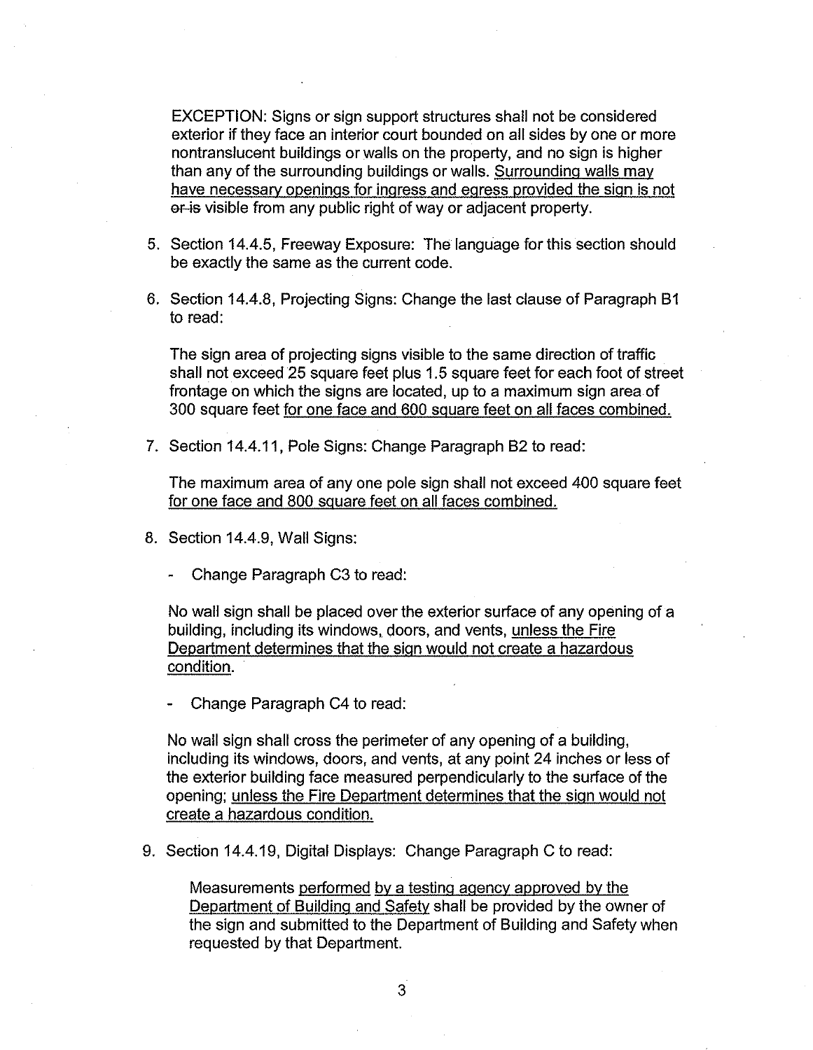EXCEPTION: Signs or sign support structures shall not be considered exterior if they face an interior court bounded on all sides by one or more nontranslucent buildings or walls on the property, and no sign is higher than any of the surrounding buildings or walls. <u>Surrounding walls may have necessary openings for ingress and egress provided the sign is not</u> ~~or is~~ visible from any public right of way or adjacent property.

5. Section 14.4.5, Freeway Exposure: The language for this section should be exactly the same as the current code.

6. Section 14.4.8, Projecting Signs: Change the last clause of Paragraph B1 to read:

   The sign area of projecting signs visible to the same direction of traffic shall not exceed 25 square feet plus 1.5 square feet for each foot of street frontage on which the signs are located, up to a maximum sign area of 300 square feet <u>for one face and 600 square feet on all faces combined.</u>

7. Section 14.4.11, Pole Signs: Change Paragraph B2 to read:

   The maximum area of any one pole sign shall not exceed 400 square feet <u>for one face and 800 square feet on all faces combined.</u>

8. Section 14.4.9, Wall Signs:

   - Change Paragraph C3 to read:

   No wall sign shall be placed over the exterior surface of any opening of a building, including its windows, doors, and vents, <u>unless the Fire Department determines that the sign would not create a hazardous condition</u>.

   - Change Paragraph C4 to read:

   No wall sign shall cross the perimeter of any opening of a building, including its windows, doors, and vents, at any point 24 inches or less of the exterior building face measured perpendicularly to the surface of the opening; <u>unless the Fire Department determines that the sign would not create a hazardous condition.</u>

9. Section 14.4.19, Digital Displays: Change Paragraph C to read:

   Measurements <u>performed by a testing agency approved by the Department of Building and Safety</u> shall be provided by the owner of the sign and submitted to the Department of Building and Safety when requested by that Department.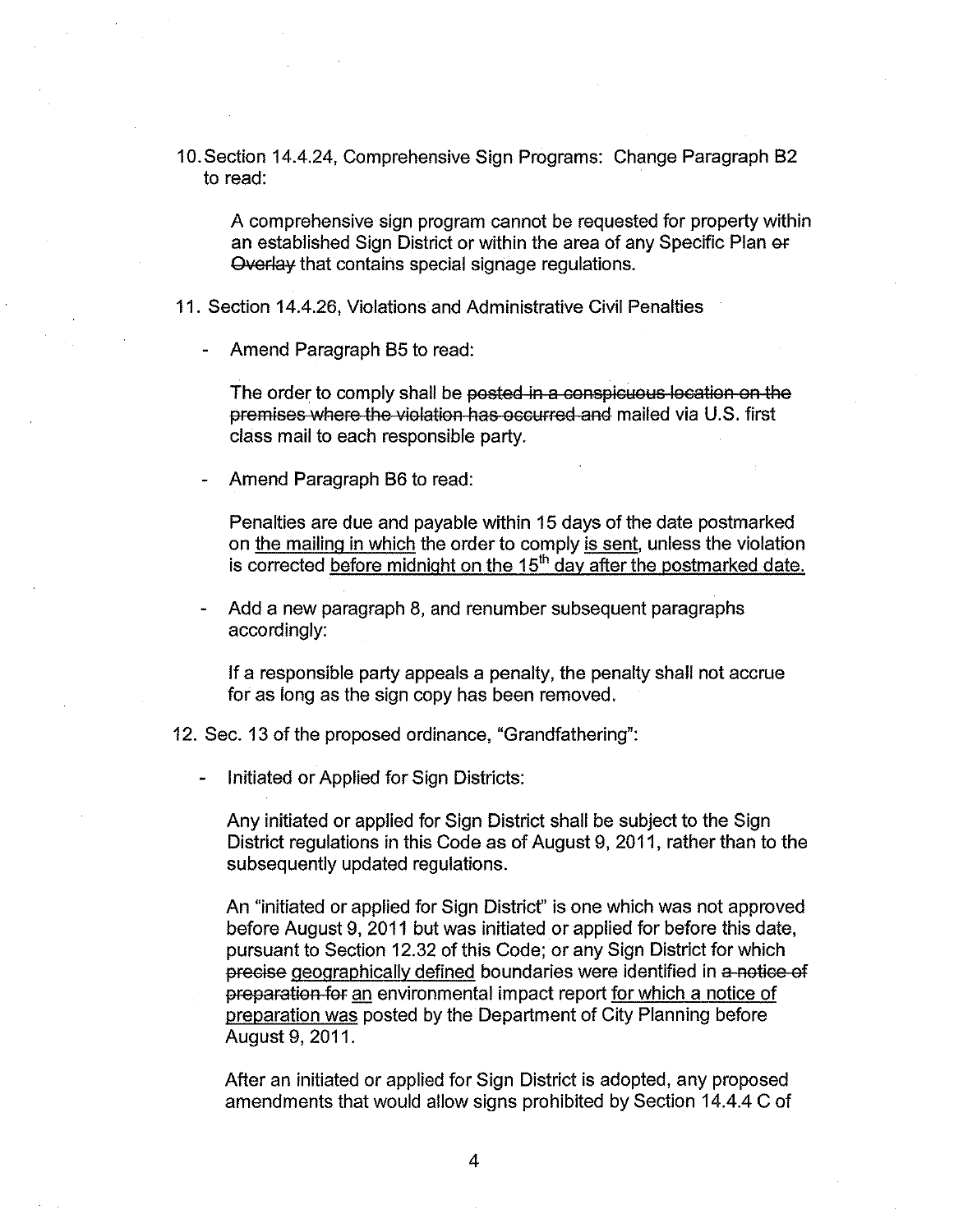10. Section 14.4.24, Comprehensive Sign Programs: Change Paragraph B2 to read:

    A comprehensive sign program cannot be requested for property within an established Sign District or within the area of any Specific Plan ~~or Overlay~~ that contains special signage regulations.

11. Section 14.4.26, Violations and Administrative Civil Penalties

    - Amend Paragraph B5 to read:

      The order to comply shall be ~~posted in a conspicuous location on the premises where the violation has occurred and~~ mailed via U.S. first class mail to each responsible party.

    - Amend Paragraph B6 to read:

      Penalties are due and payable within 15 days of the date postmarked on <u>the mailing in which</u> the order to comply <u>is sent</u>, unless the violation is corrected <u>before midnight on the 15th day after the postmarked date.</u>

    - Add a new paragraph 8, and renumber subsequent paragraphs accordingly:

      If a responsible party appeals a penalty, the penalty shall not accrue for as long as the sign copy has been removed.

12. Sec. 13 of the proposed ordinance, "Grandfathering":

    - Initiated or Applied for Sign Districts:

      Any initiated or applied for Sign District shall be subject to the Sign District regulations in this Code as of August 9, 2011, rather than to the subsequently updated regulations.

      An "initiated or applied for Sign District" is one which was not approved before August 9, 2011 but was initiated or applied for before this date, pursuant to Section 12.32 of this Code; or any Sign District for which ~~precise~~ <u>geographically defined</u> boundaries were identified in ~~a notice of preparation for~~ <u>an</u> environmental impact report <u>for which a notice of preparation was</u> posted by the Department of City Planning before August 9, 2011.

      After an initiated or applied for Sign District is adopted, any proposed amendments that would allow signs prohibited by Section 14.4.4 C of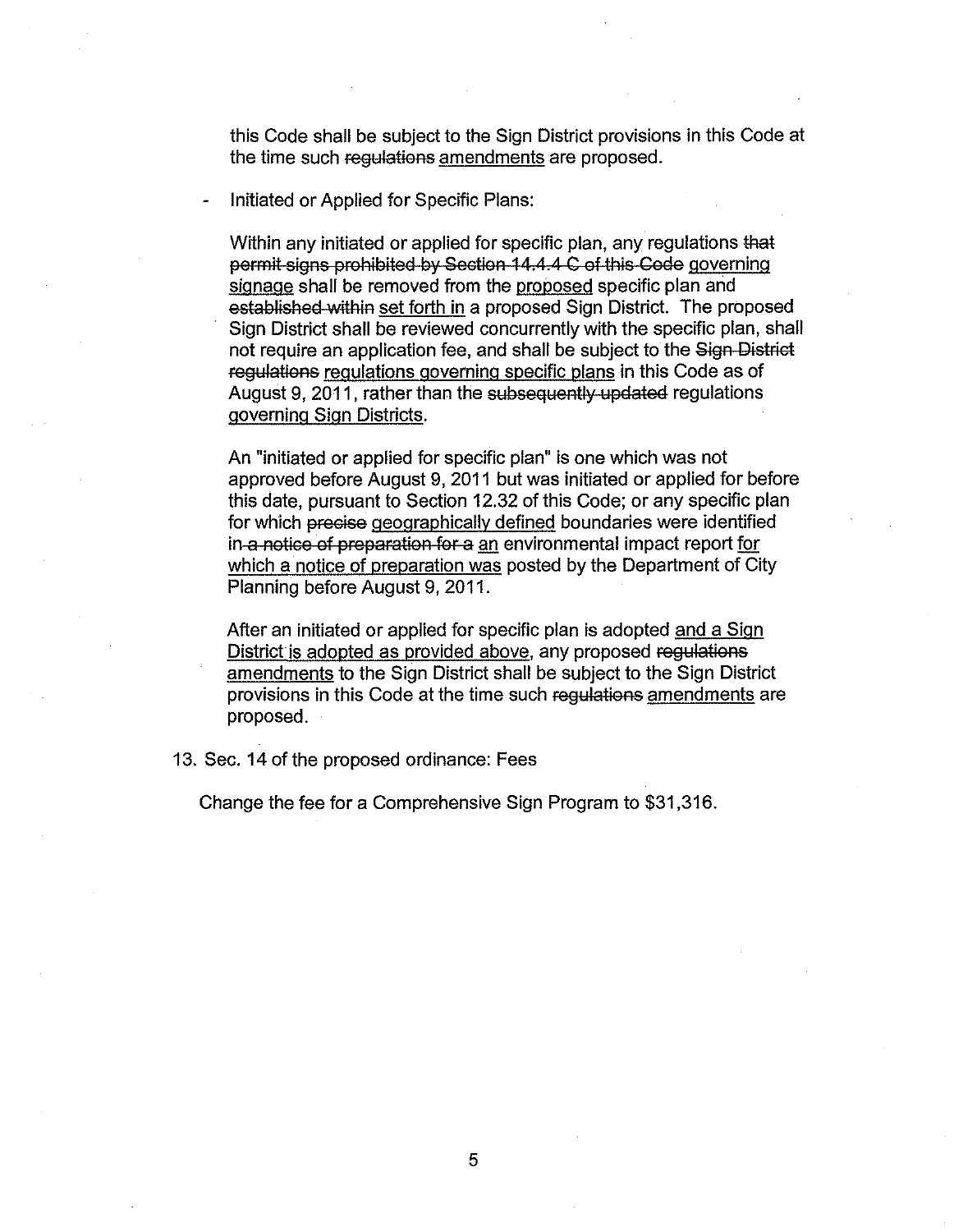this Code shall be subject to the Sign District provisions in this Code at the time such ~~regulations~~ <u>amendments</u> are proposed.

- Initiated or Applied for Specific Plans:

  Within any initiated or applied for specific plan, any regulations ~~that permit signs prohibited by Section 14.4.4 C of this Code~~ <u>governing signage</u> shall be removed from the <u>proposed</u> specific plan and ~~established within~~ <u>set forth in</u> a proposed Sign District. The proposed Sign District shall be reviewed concurrently with the specific plan, shall not require an application fee, and shall be subject to the ~~Sign District regulations~~ <u>regulations governing specific plans</u> in this Code as of August 9, 2011, rather than the ~~subsequently updated~~ regulations <u>governing Sign Districts</u>.

  An "initiated or applied for specific plan" is one which was not approved before August 9, 2011 but was initiated or applied for before this date, pursuant to Section 12.32 of this Code; or any specific plan for which ~~precise~~ <u>geographically defined</u> boundaries were identified in ~~a notice of preparation for a~~ <u>an</u> environmental impact report <u>for which a notice of preparation was</u> posted by the Department of City Planning before August 9, 2011.

  After an initiated or applied for specific plan is adopted <u>and a Sign District is adopted as provided above</u>, any proposed ~~regulations~~ <u>amendments</u> to the Sign District shall be subject to the Sign District provisions in this Code at the time such ~~regulations~~ <u>amendments</u> are proposed.

13. Sec. 14 of the proposed ordinance: Fees

    Change the fee for a Comprehensive Sign Program to $31,316.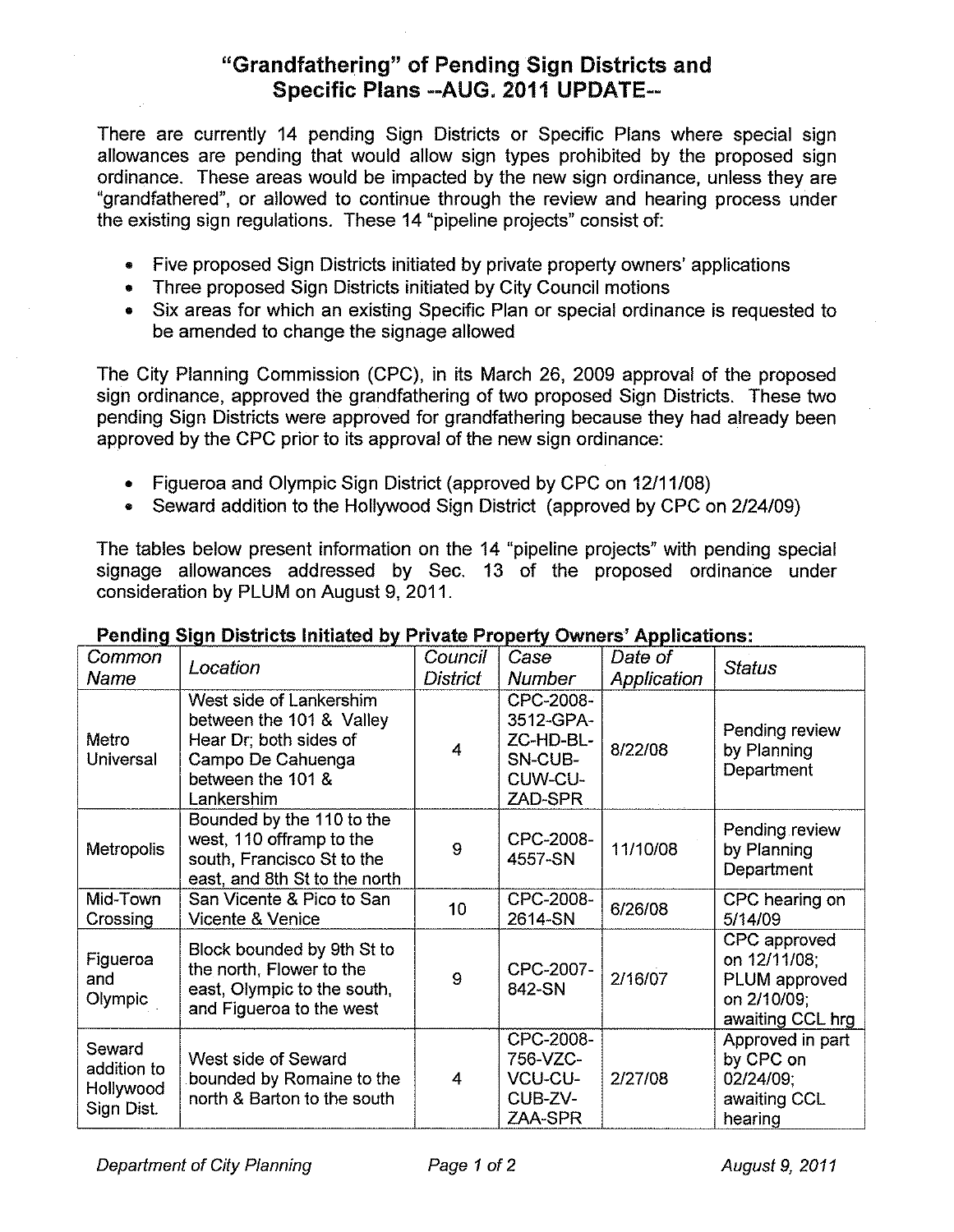# "Grandfathering" of Pending Sign Districts and Specific Plans --AUG. 2011 UPDATE--

There are currently 14 pending Sign Districts or Specific Plans where special sign allowances are pending that would allow sign types prohibited by the proposed sign ordinance. These areas would be impacted by the new sign ordinance, unless they are "grandfathered", or allowed to continue through the review and hearing process under the existing sign regulations. These 14 "pipeline projects" consist of:

- Five proposed Sign Districts initiated by private property owners' applications
- Three proposed Sign Districts initiated by City Council motions
- Six areas for which an existing Specific Plan or special ordinance is requested to be amended to change the signage allowed

The City Planning Commission (CPC), in its March 26, 2009 approval of the proposed sign ordinance, approved the grandfathering of two proposed Sign Districts. These two pending Sign Districts were approved for grandfathering because they had already been approved by the CPC prior to its approval of the new sign ordinance:

- Figueroa and Olympic Sign District (approved by CPC on 12/11/08)
- Seward addition to the Hollywood Sign District (approved by CPC on 2/24/09)

The tables below present information on the 14 "pipeline projects" with pending special signage allowances addressed by Sec. 13 of the proposed ordinance under consideration by PLUM on August 9, 2011.

**Pending Sign Districts Initiated by Private Property Owners' Applications:**

| *Common Name* | *Location* | *Council District* | *Case Number* | *Date of Application* | *Status* |
|---|---|---|---|---|---|
| Metro Universal | West side of Lankershim between the 101 & Valley Hear Dr; both sides of Campo De Cahuenga between the 101 & Lankershim | 4 | CPC-2008-3512-GPA-ZC-HD-BL-SN-CUB-CUW-CU-ZAD-SPR | 8/22/08 | Pending review by Planning Department |
| Metropolis | Bounded by the 110 to the west, 110 offramp to the south, Francisco St to the east, and 8th St to the north | 9 | CPC-2008-4557-SN | 11/10/08 | Pending review by Planning Department |
| Mid-Town Crossing | San Vicente & Pico to San Vicente & Venice | 10 | CPC-2008-2614-SN | 6/26/08 | CPC hearing on 5/14/09 |
| Figueroa and Olympic | Block bounded by 9th St to the north, Flower to the east, Olympic to the south, and Figueroa to the west | 9 | CPC-2007-842-SN | 2/16/07 | CPC approved on 12/11/08; PLUM approved on 2/10/09; awaiting CCL hrg |
| Seward addition to Hollywood Sign Dist. | West side of Seward bounded by Romaine to the north & Barton to the south | 4 | CPC-2008-756-VZC-VCU-CU-CUB-ZV-ZAA-SPR | 2/27/08 | Approved in part by CPC on 02/24/09; awaiting CCL hearing |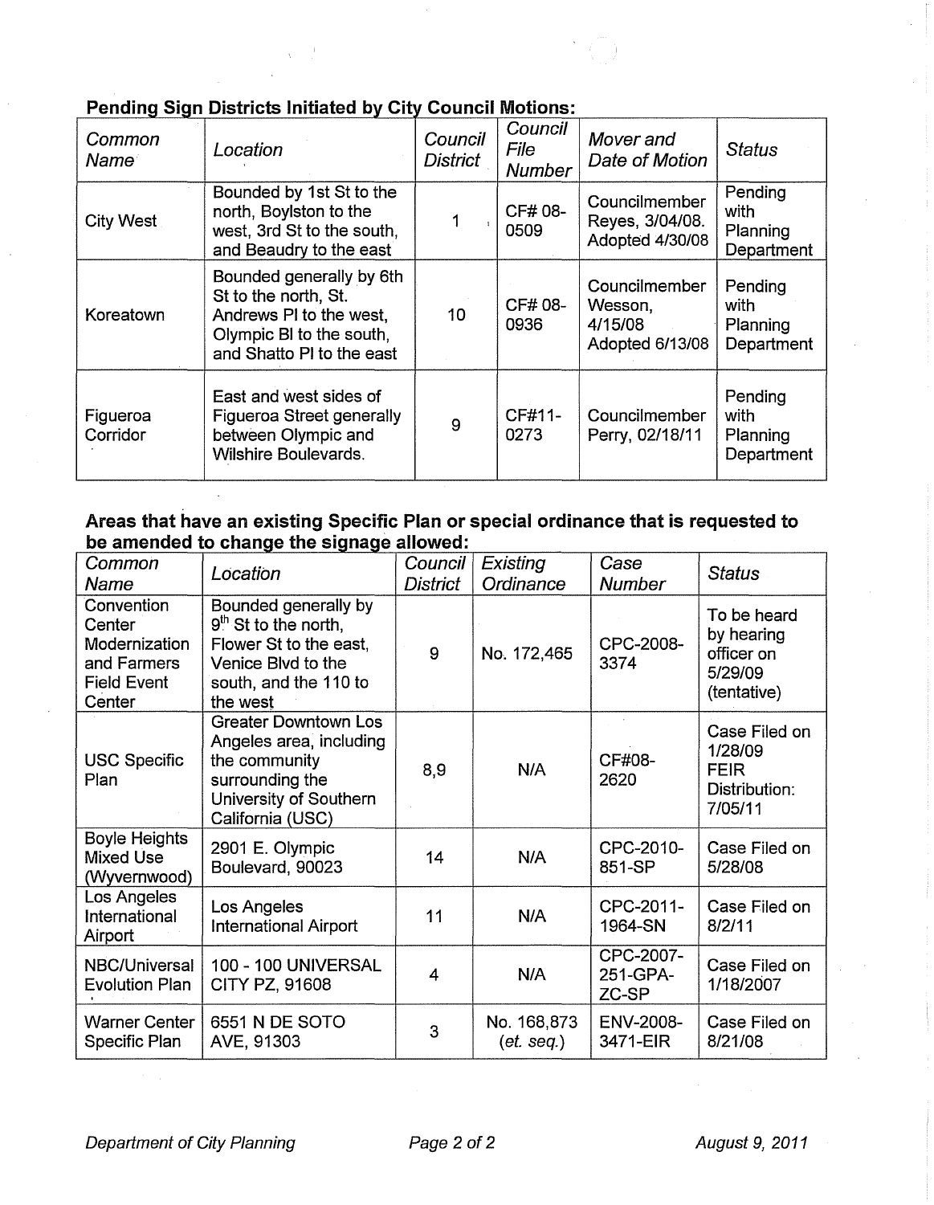**Pending Sign Districts Initiated by City Council Motions:**

| *Common Name* | *Location* | *Council District* | *Council File Number* | *Mover and Date of Motion* | *Status* |
|---|---|---|---|---|---|
| City West | Bounded by 1st St to the north, Boylston to the west, 3rd St to the south, and Beaudry to the east | 1 | CF# 08-0509 | Councilmember Reyes, 3/04/08. Adopted 4/30/08 | Pending with Planning Department |
| Koreatown | Bounded generally by 6th St to the north, St. Andrews Pl to the west, Olympic Bl to the south, and Shatto Pl to the east | 10 | CF# 08-0936 | Councilmember Wesson, 4/15/08 Adopted 6/13/08 | Pending with Planning Department |
| Figueroa Corridor | East and west sides of Figueroa Street generally between Olympic and Wilshire Boulevards. | 9 | CF#11-0273 | Councilmember Perry, 02/18/11 | Pending with Planning Department |

**Areas that have an existing Specific Plan or special ordinance that is requested to be amended to change the signage allowed:**

| *Common Name* | *Location* | *Council District* | *Existing Ordinance* | *Case Number* | *Status* |
|---|---|---|---|---|---|
| Convention Center Modernization and Farmers Field Event Center | Bounded generally by 9th St to the north, Flower St to the east, Venice Blvd to the south, and the 110 to the west | 9 | No. 172,465 | CPC-2008-3374 | To be heard by hearing officer on 5/29/09 (tentative) |
| USC Specific Plan | Greater Downtown Los Angeles area, including the community surrounding the University of Southern California (USC) | 8,9 | N/A | CF#08-2620 | Case Filed on 1/28/09 FEIR Distribution: 7/05/11 |
| Boyle Heights Mixed Use (Wyvernwood) | 2901 E. Olympic Boulevard, 90023 | 14 | N/A | CPC-2010-851-SP | Case Filed on 5/28/08 |
| Los Angeles International Airport | Los Angeles International Airport | 11 | N/A | CPC-2011-1964-SN | Case Filed on 8/2/11 |
| NBC/Universal Evolution Plan | 100 - 100 UNIVERSAL CITY PZ, 91608 | 4 | N/A | CPC-2007-251-GPA-ZC-SP | Case Filed on 1/18/2007 |
| Warner Center Specific Plan | 6551 N DE SOTO AVE, 91303 | 3 | No. 168,873 (*et. seq.*) | ENV-2008-3471-EIR | Case Filed on 8/21/08 |

Department of City Planning August 9, 2011